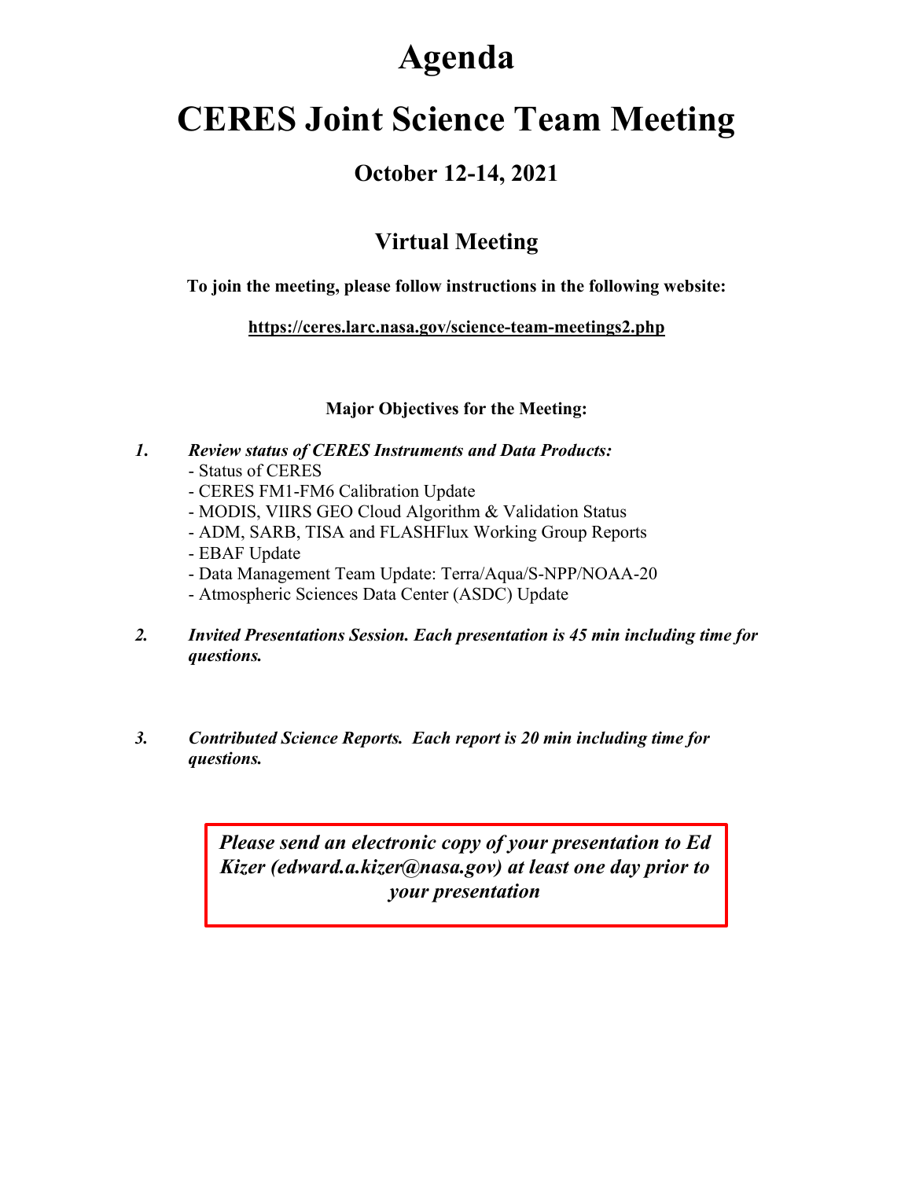# Agenda

# CERES Joint Science Team Meeting

## October 12-14, 2021

## Virtual Meeting

**To join the meeting, please follow instructions in the following website:**

**https://ceres.larc.nasa.gov/science-team-meetings2.php**

**Major Objectives for the Meeting:**

1. ***Review status of CERES Instruments and Data Products:***
   - Status of CERES
   - CERES FM1-FM6 Calibration Update
   - MODIS, VIIRS GEO Cloud Algorithm & Validation Status
   - ADM, SARB, TISA and FLASHFlux Working Group Reports
   - EBAF Update
   - Data Management Team Update: Terra/Aqua/S-NPP/NOAA-20
   - Atmospheric Sciences Data Center (ASDC) Update

2. ***Invited Presentations Session. Each presentation is 45 min including time for questions.***

3. ***Contributed Science Reports. Each report is 20 min including time for questions.***

***Please send an electronic copy of your presentation to Ed Kizer (edward.a.kizer@nasa.gov) at least one day prior to your presentation***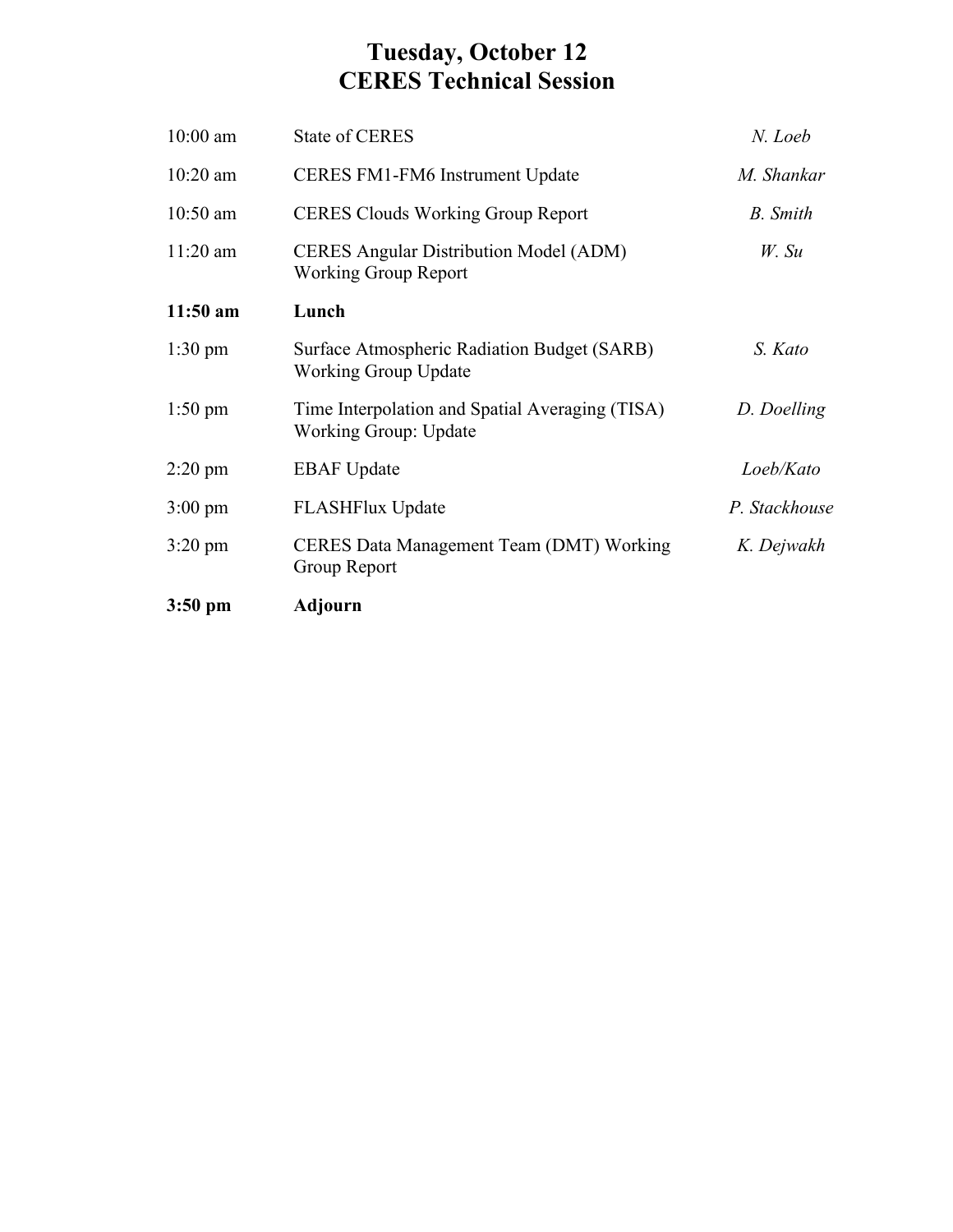# Tuesday, October 12
# CERES Technical Session

| | | |
|---|---|---|
| 10:00 am | State of CERES | *N. Loeb* |
| 10:20 am | CERES FM1-FM6 Instrument Update | *M. Shankar* |
| 10:50 am | CERES Clouds Working Group Report | *B. Smith* |
| 11:20 am | CERES Angular Distribution Model (ADM) Working Group Report | *W. Su* |
| **11:50 am** | **Lunch** | |
| 1:30 pm | Surface Atmospheric Radiation Budget (SARB) Working Group Update | *S. Kato* |
| 1:50 pm | Time Interpolation and Spatial Averaging (TISA) Working Group: Update | *D. Doelling* |
| 2:20 pm | EBAF Update | *Loeb/Kato* |
| 3:00 pm | FLASHFlux Update | *P. Stackhouse* |
| 3:20 pm | CERES Data Management Team (DMT) Working Group Report | *K. Dejwakh* |
| **3:50 pm** | **Adjourn** | |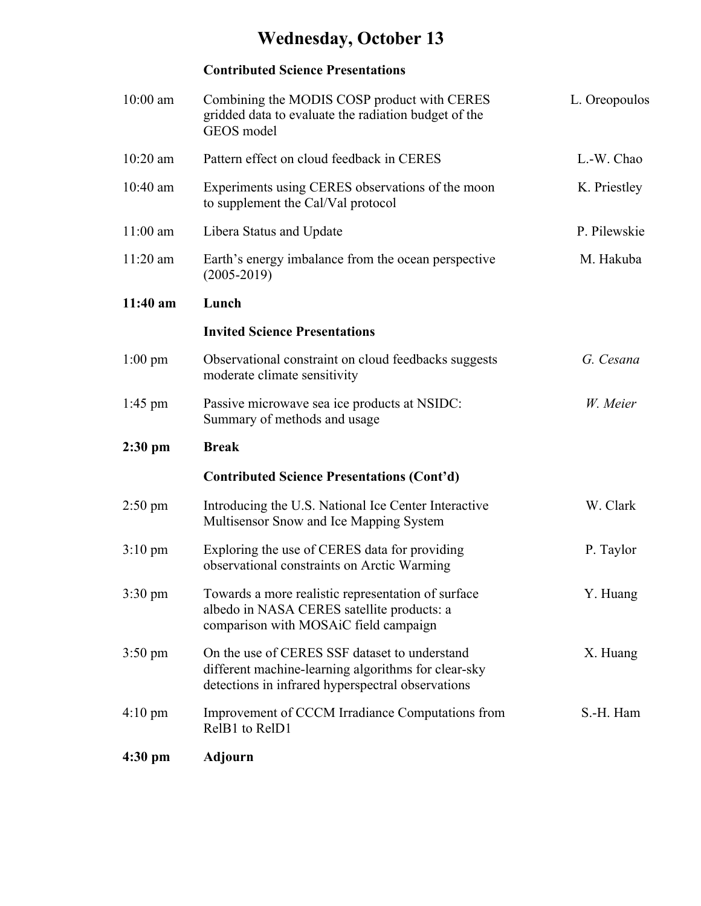# Wednesday, October 13

| | **Contributed Science Presentations** | |
|---|---|---|
| 10:00 am | Combining the MODIS COSP product with CERES gridded data to evaluate the radiation budget of the GEOS model | L. Oreopoulos |
| 10:20 am | Pattern effect on cloud feedback in CERES | L.-W. Chao |
| 10:40 am | Experiments using CERES observations of the moon to supplement the Cal/Val protocol | K. Priestley |
| 11:00 am | Libera Status and Update | P. Pilewskie |
| 11:20 am | Earth's energy imbalance from the ocean perspective (2005-2019) | M. Hakuba |
| **11:40 am** | **Lunch** | |
| | **Invited Science Presentations** | |
| 1:00 pm | Observational constraint on cloud feedbacks suggests moderate climate sensitivity | *G. Cesana* |
| 1:45 pm | Passive microwave sea ice products at NSIDC: Summary of methods and usage | *W. Meier* |
| **2:30 pm** | **Break** | |
| | **Contributed Science Presentations (Cont'd)** | |
| 2:50 pm | Introducing the U.S. National Ice Center Interactive Multisensor Snow and Ice Mapping System | W. Clark |
| 3:10 pm | Exploring the use of CERES data for providing observational constraints on Arctic Warming | P. Taylor |
| 3:30 pm | Towards a more realistic representation of surface albedo in NASA CERES satellite products: a comparison with MOSAiC field campaign | Y. Huang |
| 3:50 pm | On the use of CERES SSF dataset to understand different machine-learning algorithms for clear-sky detections in infrared hyperspectral observations | X. Huang |
| 4:10 pm | Improvement of CCCM Irradiance Computations from RelB1 to RelD1 | S.-H. Ham |
| **4:30 pm** | **Adjourn** | |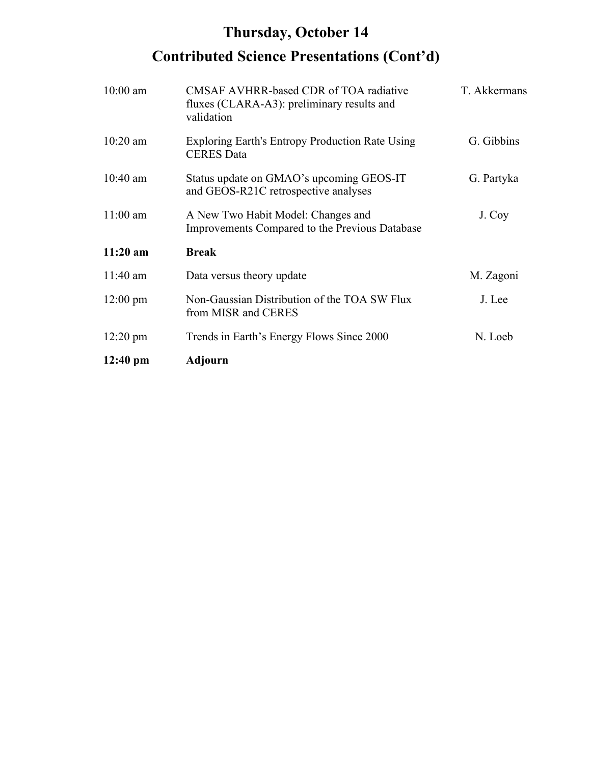# Thursday, October 14

## Contributed Science Presentations (Cont'd)

| | | |
|---|---|---|
| 10:00 am | CMSAF AVHRR-based CDR of TOA radiative fluxes (CLARA-A3): preliminary results and validation | T. Akkermans |
| 10:20 am | Exploring Earth's Entropy Production Rate Using CERES Data | G. Gibbins |
| 10:40 am | Status update on GMAO's upcoming GEOS-IT and GEOS-R21C retrospective analyses | G. Partyka |
| 11:00 am | A New Two Habit Model: Changes and Improvements Compared to the Previous Database | J. Coy |
| **11:20 am** | **Break** | |
| 11:40 am | Data versus theory update | M. Zagoni |
| 12:00 pm | Non-Gaussian Distribution of the TOA SW Flux from MISR and CERES | J. Lee |
| 12:20 pm | Trends in Earth's Energy Flows Since 2000 | N. Loeb |
| **12:40 pm** | **Adjourn** | |